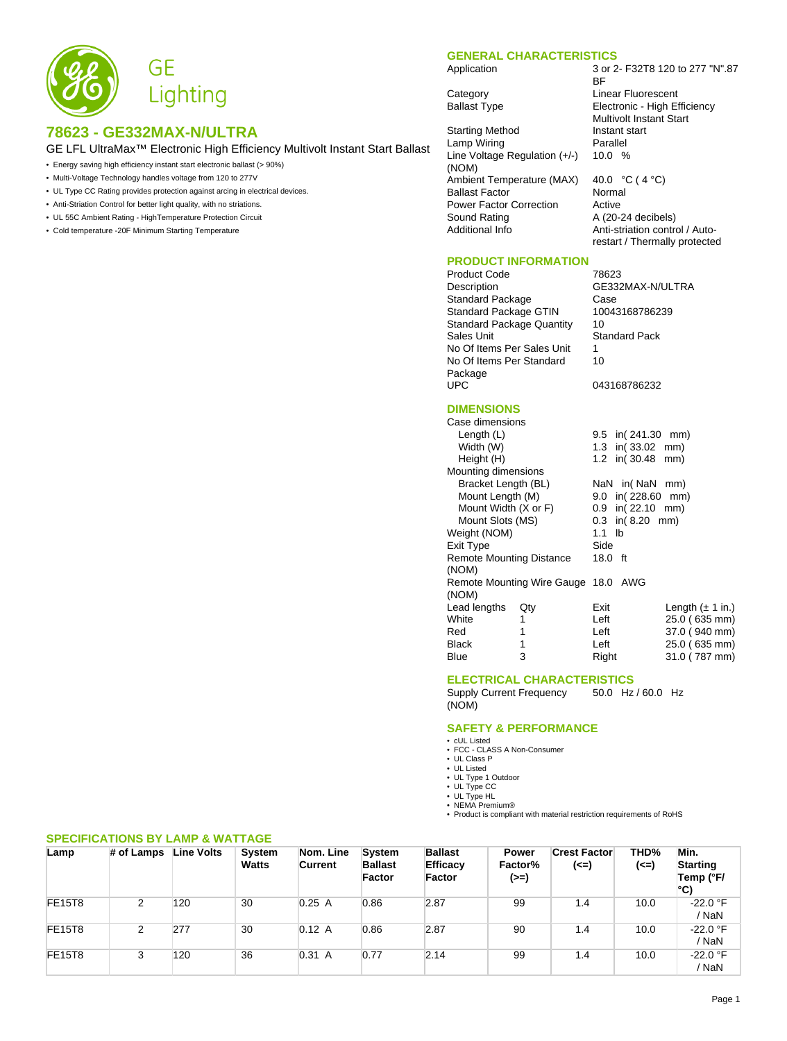GE Lighting

# 78623 - GE332MAX-N/ULTRA

GE LFL UltraMax™ Electronic High Efficiency Multivolt Instant Start Ballast

- Energy saving high efficiency instant start electronic ballast (> 90%)
- Multi-Voltage Technology handles voltage from 120 to 277V
- UL Type CC Rating provides protection against arcing in electrical devices.
- Anti-Striation Control for better light quality, with no striations.
- UL 55C Ambient Rating - HighTemperature Protection Circuit
- Cold temperature -20F Minimum Starting Temperature

## GENERAL CHARACTERISTICS

| | |
|---|---|
| Application | 3 or 2- F32T8 120 to 277 "N".87 BF |
| Category | Linear Fluorescent |
| Ballast Type | Electronic - High Efficiency Multivolt Instant Start |
| Starting Method | Instant start |
| Lamp Wiring | Parallel |
| Line Voltage Regulation (+/-) (NOM) | 10.0 % |
| Ambient Temperature (MAX) | 40.0 °C ( 4 °C) |
| Ballast Factor | Normal |
| Power Factor Correction | Active |
| Sound Rating | A (20-24 decibels) |
| Additional Info | Anti-striation control / Auto-restart / Thermally protected |

## PRODUCT INFORMATION

| | |
|---|---|
| Product Code | 78623 |
| Description | GE332MAX-N/ULTRA |
| Standard Package | Case |
| Standard Package GTIN | 10043168786239 |
| Standard Package Quantity | 10 |
| Sales Unit | Standard Pack |
| No Of Items Per Sales Unit | 1 |
| No Of Items Per Standard Package | 10 |
| UPC | 043168786232 |

## DIMENSIONS

| | |
|---|---|
| Case dimensions | |
| Length (L) | 9.5 in( 241.30 mm) |
| Width (W) | 1.3 in( 33.02 mm) |
| Height (H) | 1.2 in( 30.48 mm) |
| Mounting dimensions | |
| Bracket Length (BL) | NaN in( NaN mm) |
| Mount Length (M) | 9.0 in( 228.60 mm) |
| Mount Width (X or F) | 0.9 in( 22.10 mm) |
| Mount Slots (MS) | 0.3 in( 8.20 mm) |
| Weight (NOM) | 1.1 lb |
| Exit Type | Side |
| Remote Mounting Distance (NOM) | 18.0 ft |
| Remote Mounting Wire Gauge (NOM) | 18.0 AWG |

| Lead lengths | Qty | Exit | Length (± 1 in.) |
|---|---|---|---|
| White | 1 | Left | 25.0 ( 635 mm) |
| Red | 1 | Left | 37.0 ( 940 mm) |
| Black | 1 | Left | 25.0 ( 635 mm) |
| Blue | 3 | Right | 31.0 ( 787 mm) |

## ELECTRICAL CHARACTERISTICS

| | |
|---|---|
| Supply Current Frequency (NOM) | 50.0 Hz / 60.0 Hz |

## SAFETY & PERFORMANCE

- cUL Listed
- FCC - CLASS A Non-Consumer
- UL Class P
- UL Listed
- UL Type 1 Outdoor
- UL Type CC
- UL Type HL
- NEMA Premium®
- Product is compliant with material restriction requirements of RoHS

## SPECIFICATIONS BY LAMP & WATTAGE

| Lamp | # of Lamps | Line Volts | System Watts | Nom. Line Current | System Ballast Factor | Ballast Efficacy Factor | Power Factor% (>=) | Crest Factor (<=) | THD% (<=) | Min. Starting Temp (°F/ °C) |
|---|---|---|---|---|---|---|---|---|---|---|
| FE15T8 | 2 | 120 | 30 | 0.25 A | 0.86 | 2.87 | 99 | 1.4 | 10.0 | -22.0 °F / NaN |
| FE15T8 | 2 | 277 | 30 | 0.12 A | 0.86 | 2.87 | 90 | 1.4 | 10.0 | -22.0 °F / NaN |
| FE15T8 | 3 | 120 | 36 | 0.31 A | 0.77 | 2.14 | 99 | 1.4 | 10.0 | -22.0 °F / NaN |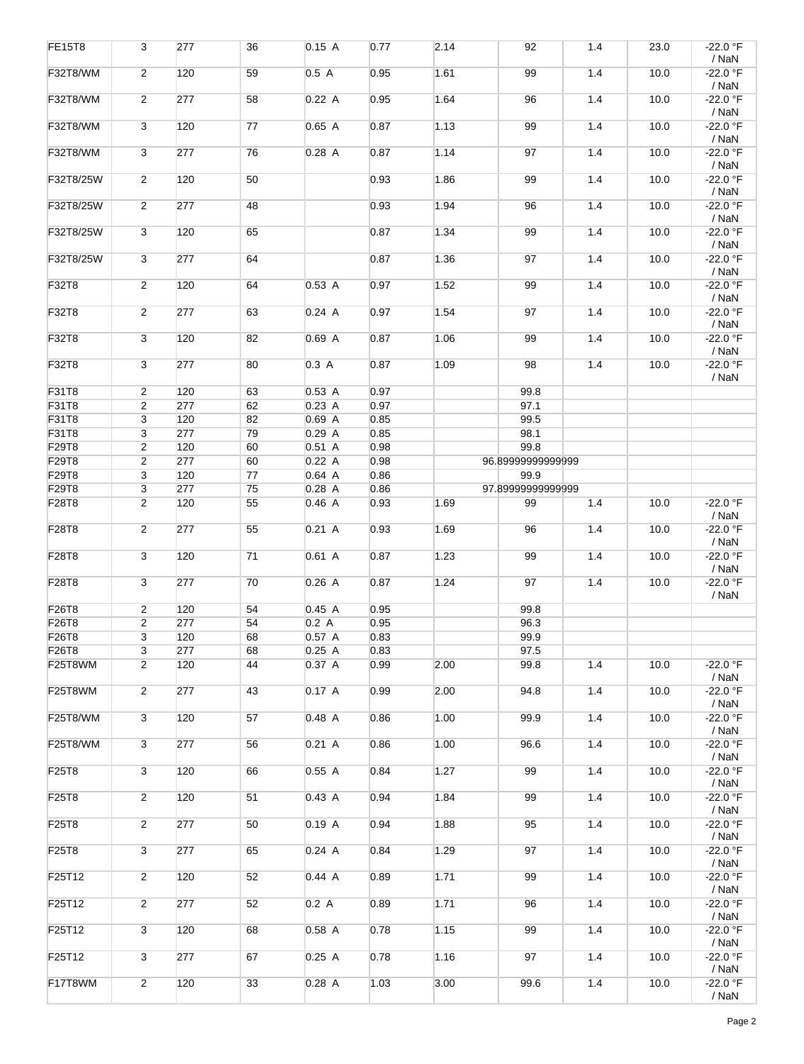| | | | | | | | | | | |
|---|---|---|---|---|---|---|---|---|---|---|
| FE15T8 | 3 | 277 | 36 | 0.15 A | 0.77 | 2.14 | 92 | 1.4 | 23.0 | -22.0 °F / NaN |
| F32T8/WM | 2 | 120 | 59 | 0.5 A | 0.95 | 1.61 | 99 | 1.4 | 10.0 | -22.0 °F / NaN |
| F32T8/WM | 2 | 277 | 58 | 0.22 A | 0.95 | 1.64 | 96 | 1.4 | 10.0 | -22.0 °F / NaN |
| F32T8/WM | 3 | 120 | 77 | 0.65 A | 0.87 | 1.13 | 99 | 1.4 | 10.0 | -22.0 °F / NaN |
| F32T8/WM | 3 | 277 | 76 | 0.28 A | 0.87 | 1.14 | 97 | 1.4 | 10.0 | -22.0 °F / NaN |
| F32T8/25W | 2 | 120 | 50 | | 0.93 | 1.86 | 99 | 1.4 | 10.0 | -22.0 °F / NaN |
| F32T8/25W | 2 | 277 | 48 | | 0.93 | 1.94 | 96 | 1.4 | 10.0 | -22.0 °F / NaN |
| F32T8/25W | 3 | 120 | 65 | | 0.87 | 1.34 | 99 | 1.4 | 10.0 | -22.0 °F / NaN |
| F32T8/25W | 3 | 277 | 64 | | 0.87 | 1.36 | 97 | 1.4 | 10.0 | -22.0 °F / NaN |
| F32T8 | 2 | 120 | 64 | 0.53 A | 0.97 | 1.52 | 99 | 1.4 | 10.0 | -22.0 °F / NaN |
| F32T8 | 2 | 277 | 63 | 0.24 A | 0.97 | 1.54 | 97 | 1.4 | 10.0 | -22.0 °F / NaN |
| F32T8 | 3 | 120 | 82 | 0.69 A | 0.87 | 1.06 | 99 | 1.4 | 10.0 | -22.0 °F / NaN |
| F32T8 | 3 | 277 | 80 | 0.3 A | 0.87 | 1.09 | 98 | 1.4 | 10.0 | -22.0 °F / NaN |
| F31T8 | 2 | 120 | 63 | 0.53 A | 0.97 | | 99.8 | | | |
| F31T8 | 2 | 277 | 62 | 0.23 A | 0.97 | | 97.1 | | | |
| F31T8 | 3 | 120 | 82 | 0.69 A | 0.85 | | 99.5 | | | |
| F31T8 | 3 | 277 | 79 | 0.29 A | 0.85 | | 98.1 | | | |
| F29T8 | 2 | 120 | 60 | 0.51 A | 0.98 | | 99.8 | | | |
| F29T8 | 2 | 277 | 60 | 0.22 A | 0.98 | | 96.89999999999999 | | | |
| F29T8 | 3 | 120 | 77 | 0.64 A | 0.86 | | 99.9 | | | |
| F29T8 | 3 | 277 | 75 | 0.28 A | 0.86 | | 97.89999999999999 | | | |
| F28T8 | 2 | 120 | 55 | 0.46 A | 0.93 | 1.69 | 99 | 1.4 | 10.0 | -22.0 °F / NaN |
| F28T8 | 2 | 277 | 55 | 0.21 A | 0.93 | 1.69 | 96 | 1.4 | 10.0 | -22.0 °F / NaN |
| F28T8 | 3 | 120 | 71 | 0.61 A | 0.87 | 1.23 | 99 | 1.4 | 10.0 | -22.0 °F / NaN |
| F28T8 | 3 | 277 | 70 | 0.26 A | 0.87 | 1.24 | 97 | 1.4 | 10.0 | -22.0 °F / NaN |
| F26T8 | 2 | 120 | 54 | 0.45 A | 0.95 | | 99.8 | | | |
| F26T8 | 2 | 277 | 54 | 0.2 A | 0.95 | | 96.3 | | | |
| F26T8 | 3 | 120 | 68 | 0.57 A | 0.83 | | 99.9 | | | |
| F26T8 | 3 | 277 | 68 | 0.25 A | 0.83 | | 97.5 | | | |
| F25T8WM | 2 | 120 | 44 | 0.37 A | 0.99 | 2.00 | 99.8 | 1.4 | 10.0 | -22.0 °F / NaN |
| F25T8WM | 2 | 277 | 43 | 0.17 A | 0.99 | 2.00 | 94.8 | 1.4 | 10.0 | -22.0 °F / NaN |
| F25T8/WM | 3 | 120 | 57 | 0.48 A | 0.86 | 1.00 | 99.9 | 1.4 | 10.0 | -22.0 °F / NaN |
| F25T8/WM | 3 | 277 | 56 | 0.21 A | 0.86 | 1.00 | 96.6 | 1.4 | 10.0 | -22.0 °F / NaN |
| F25T8 | 3 | 120 | 66 | 0.55 A | 0.84 | 1.27 | 99 | 1.4 | 10.0 | -22.0 °F / NaN |
| F25T8 | 2 | 120 | 51 | 0.43 A | 0.94 | 1.84 | 99 | 1.4 | 10.0 | -22.0 °F / NaN |
| F25T8 | 2 | 277 | 50 | 0.19 A | 0.94 | 1.88 | 95 | 1.4 | 10.0 | -22.0 °F / NaN |
| F25T8 | 3 | 277 | 65 | 0.24 A | 0.84 | 1.29 | 97 | 1.4 | 10.0 | -22.0 °F / NaN |
| F25T12 | 2 | 120 | 52 | 0.44 A | 0.89 | 1.71 | 99 | 1.4 | 10.0 | -22.0 °F / NaN |
| F25T12 | 2 | 277 | 52 | 0.2 A | 0.89 | 1.71 | 96 | 1.4 | 10.0 | -22.0 °F / NaN |
| F25T12 | 3 | 120 | 68 | 0.58 A | 0.78 | 1.15 | 99 | 1.4 | 10.0 | -22.0 °F / NaN |
| F25T12 | 3 | 277 | 67 | 0.25 A | 0.78 | 1.16 | 97 | 1.4 | 10.0 | -22.0 °F / NaN |
| F17T8WM | 2 | 120 | 33 | 0.28 A | 1.03 | 3.00 | 99.6 | 1.4 | 10.0 | -22.0 °F / NaN |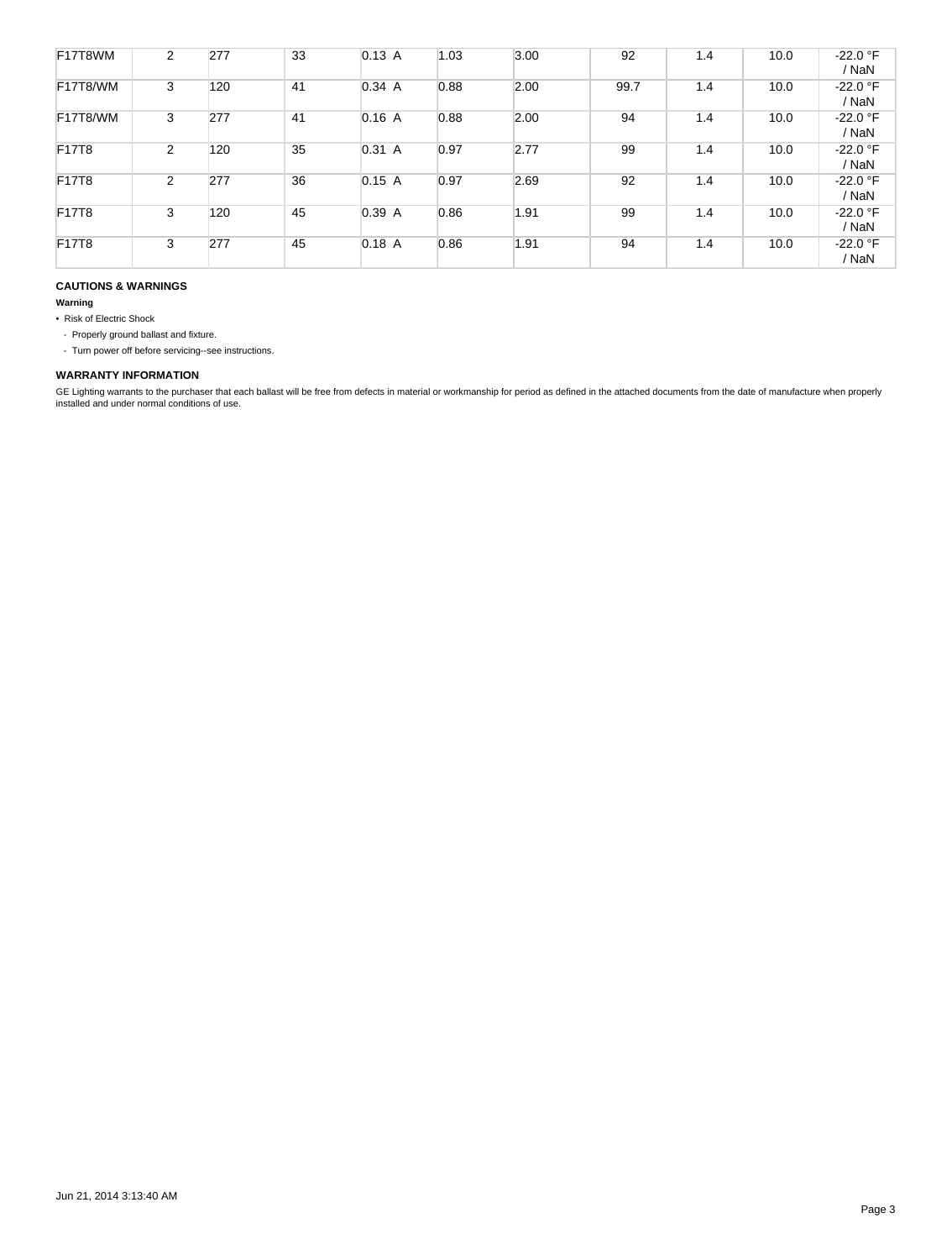| | | | | | | | | | | |
|---|---|---|---|---|---|---|---|---|---|---|
| F17T8WM | 2 | 277 | 33 | 0.13 A | 1.03 | 3.00 | 92 | 1.4 | 10.0 | -22.0 °F / NaN |
| F17T8/WM | 3 | 120 | 41 | 0.34 A | 0.88 | 2.00 | 99.7 | 1.4 | 10.0 | -22.0 °F / NaN |
| F17T8/WM | 3 | 277 | 41 | 0.16 A | 0.88 | 2.00 | 94 | 1.4 | 10.0 | -22.0 °F / NaN |
| F17T8 | 2 | 120 | 35 | 0.31 A | 0.97 | 2.77 | 99 | 1.4 | 10.0 | -22.0 °F / NaN |
| F17T8 | 2 | 277 | 36 | 0.15 A | 0.97 | 2.69 | 92 | 1.4 | 10.0 | -22.0 °F / NaN |
| F17T8 | 3 | 120 | 45 | 0.39 A | 0.86 | 1.91 | 99 | 1.4 | 10.0 | -22.0 °F / NaN |
| F17T8 | 3 | 277 | 45 | 0.18 A | 0.86 | 1.91 | 94 | 1.4 | 10.0 | -22.0 °F / NaN |

## CAUTIONS & WARNINGS

**Warning**

- Risk of Electric Shock
  - Properly ground ballast and fixture.
  - Turn power off before servicing--see instructions.

## WARRANTY INFORMATION

GE Lighting warrants to the purchaser that each ballast will be free from defects in material or workmanship for period as defined in the attached documents from the date of manufacture when properly installed and under normal conditions of use.

Jun 21, 2014 3:13:40 AM